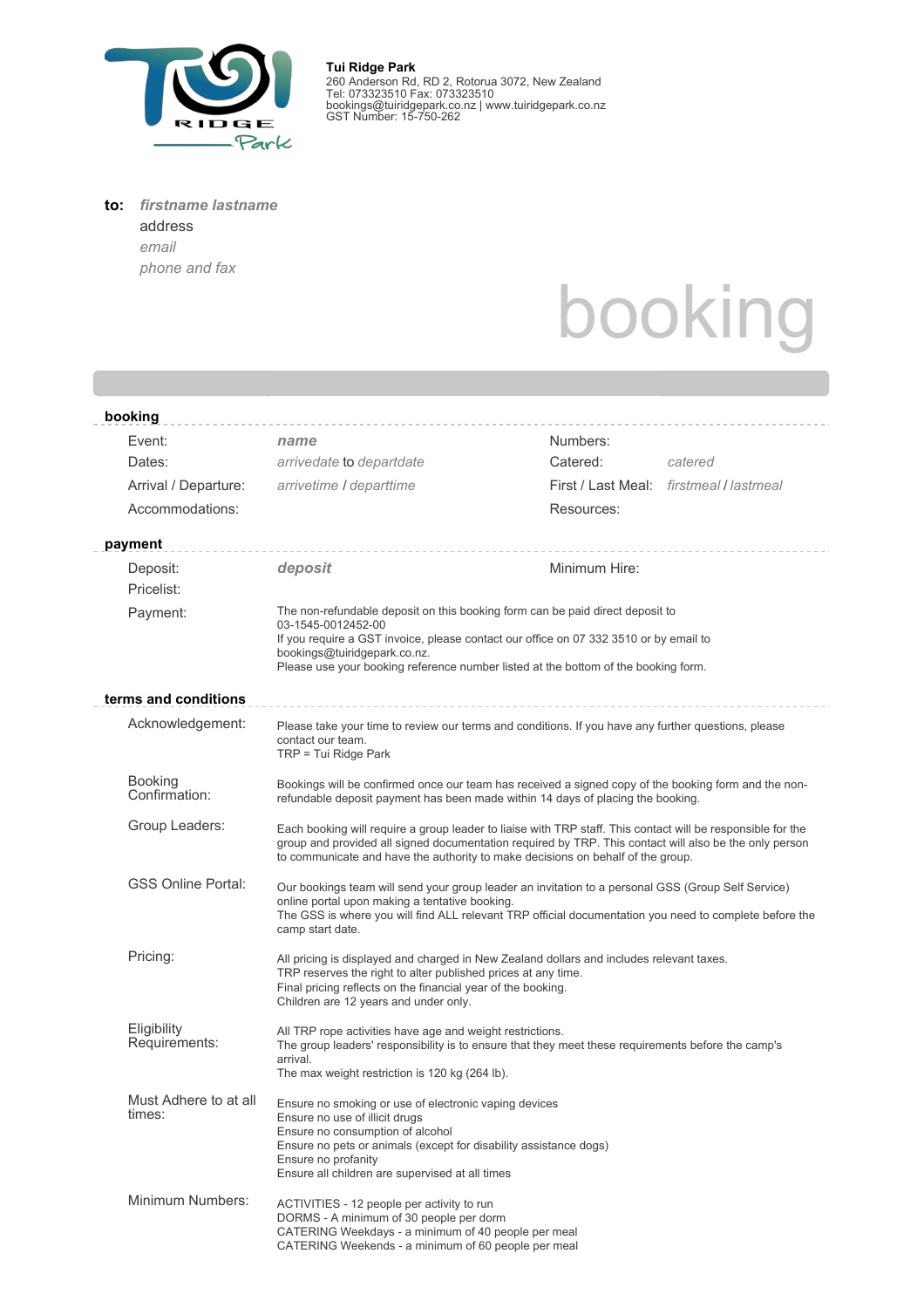**Tui Ridge Park**
260 Anderson Rd, RD 2, Rotorua 3072, New Zealand
Tel: 073323510 Fax: 073323510
bookings@tuiridgepark.co.nz | www.tuiridgepark.co.nz
GST Number: 15-750-262

**to:** ***firstname lastname***
address
*email*
*phone and fax*

# booking

## booking

| | | | |
|---|---|---|---|
| Event: | ***name*** | Numbers: | |
| Dates: | *arrivedate* to *departdate* | Catered: | *catered* |
| Arrival / Departure: | *arrivetime* / *departtime* | First / Last Meal: | *firstmeal* / *lastmeal* |
| Accommodations: | | Resources: | |

## payment

| | | | |
|---|---|---|---|
| Deposit: | ***deposit*** | Minimum Hire: | |
| Pricelist: | | | |

Payment:

The non-refundable deposit on this booking form can be paid direct deposit to 03-1545-0012452-00
If you require a GST invoice, please contact our office on 07 332 3510 or by email to bookings@tuiridgepark.co.nz.
Please use your booking reference number listed at the bottom of the booking form.

## terms and conditions

**Acknowledgement:**
Please take your time to review our terms and conditions. If you have any further questions, please contact our team.
TRP = Tui Ridge Park

**Booking Confirmation:**
Bookings will be confirmed once our team has received a signed copy of the booking form and the non-refundable deposit payment has been made within 14 days of placing the booking.

**Group Leaders:**
Each booking will require a group leader to liaise with TRP staff. This contact will be responsible for the group and provided all signed documentation required by TRP. This contact will also be the only person to communicate and have the authority to make decisions on behalf of the group.

**GSS Online Portal:**
Our bookings team will send your group leader an invitation to a personal GSS (Group Self Service) online portal upon making a tentative booking.
The GSS is where you will find ALL relevant TRP official documentation you need to complete before the camp start date.

**Pricing:**
All pricing is displayed and charged in New Zealand dollars and includes relevant taxes.
TRP reserves the right to alter published prices at any time.
Final pricing reflects on the financial year of the booking.
Children are 12 years and under only.

**Eligibility Requirements:**
All TRP rope activities have age and weight restrictions.
The group leaders' responsibility is to ensure that they meet these requirements before the camp's arrival.
The max weight restriction is 120 kg (264 lb).

**Must Adhere to at all times:**
Ensure no smoking or use of electronic vaping devices
Ensure no use of illicit drugs
Ensure no consumption of alcohol
Ensure no pets or animals (except for disability assistance dogs)
Ensure no profanity
Ensure all children are supervised at all times

**Minimum Numbers:**
ACTIVITIES - 12 people per activity to run
DORMS - A minimum of 30 people per dorm
CATERING Weekdays - a minimum of 40 people per meal
CATERING Weekends - a minimum of 60 people per meal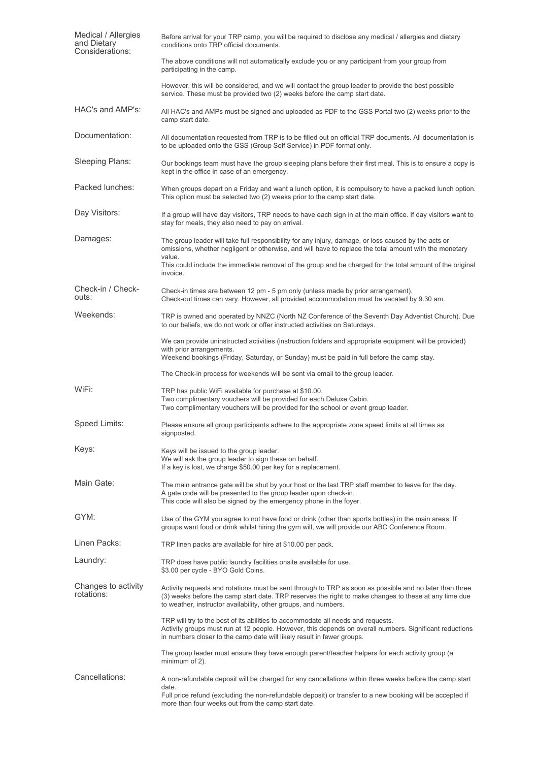| | |
|---|---|
| Medical / Allergies and Dietary Considerations: | Before arrival for your TRP camp, you will be required to disclose any medical / allergies and dietary conditions onto TRP official documents.<br><br>The above conditions will not automatically exclude you or any participant from your group from participating in the camp.<br><br>However, this will be considered, and we will contact the group leader to provide the best possible service. These must be provided two (2) weeks before the camp start date. |
| HAC's and AMP's: | All HAC's and AMPs must be signed and uploaded as PDF to the GSS Portal two (2) weeks prior to the camp start date. |
| Documentation: | All documentation requested from TRP is to be filled out on official TRP documents. All documentation is to be uploaded onto the GSS (Group Self Service) in PDF format only. |
| Sleeping Plans: | Our bookings team must have the group sleeping plans before their first meal. This is to ensure a copy is kept in the office in case of an emergency. |
| Packed lunches: | When groups depart on a Friday and want a lunch option, it is compulsory to have a packed lunch option. This option must be selected two (2) weeks prior to the camp start date. |
| Day Visitors: | If a group will have day visitors, TRP needs to have each sign in at the main office. If day visitors want to stay for meals, they also need to pay on arrival. |
| Damages: | The group leader will take full responsibility for any injury, damage, or loss caused by the acts or omissions, whether negligent or otherwise, and will have to replace the total amount with the monetary value.<br>This could include the immediate removal of the group and be charged for the total amount of the original invoice. |
| Check-in / Check-outs: | Check-in times are between 12 pm - 5 pm only (unless made by prior arrangement).<br>Check-out times can vary. However, all provided accommodation must be vacated by 9.30 am. |
| Weekends: | TRP is owned and operated by NNZC (North NZ Conference of the Seventh Day Adventist Church). Due to our beliefs, we do not work or offer instructed activities on Saturdays.<br><br>We can provide uninstructed activities (instruction folders and appropriate equipment will be provided) with prior arrangements.<br>Weekend bookings (Friday, Saturday, or Sunday) must be paid in full before the camp stay.<br><br>The Check-in process for weekends will be sent via email to the group leader. |
| WiFi: | TRP has public WiFi available for purchase at $10.00.<br>Two complimentary vouchers will be provided for each Deluxe Cabin.<br>Two complimentary vouchers will be provided for the school or event group leader. |
| Speed Limits: | Please ensure all group participants adhere to the appropriate zone speed limits at all times as signposted. |
| Keys: | Keys will be issued to the group leader.<br>We will ask the group leader to sign these on behalf.<br>If a key is lost, we charge $50.00 per key for a replacement. |
| Main Gate: | The main entrance gate will be shut by your host or the last TRP staff member to leave for the day.<br>A gate code will be presented to the group leader upon check-in.<br>This code will also be signed by the emergency phone in the foyer. |
| GYM: | Use of the GYM you agree to not have food or drink (other than sports bottles) in the main areas. If groups want food or drink whilst hiring the gym will, we will provide our ABC Conference Room. |
| Linen Packs: | TRP linen packs are available for hire at $10.00 per pack. |
| Laundry: | TRP does have public laundry facilities onsite available for use.<br>$3.00 per cycle - BYO Gold Coins. |
| Changes to activity rotations: | Activity requests and rotations must be sent through to TRP as soon as possible and no later than three (3) weeks before the camp start date. TRP reserves the right to make changes to these at any time due to weather, instructor availability, other groups, and numbers.<br><br>TRP will try to the best of its abilities to accommodate all needs and requests.<br>Activity groups must run at 12 people. However, this depends on overall numbers. Significant reductions in numbers closer to the camp date will likely result in fewer groups.<br><br>The group leader must ensure they have enough parent/teacher helpers for each activity group (a minimum of 2). |
| Cancellations: | A non-refundable deposit will be charged for any cancellations within three weeks before the camp start date.<br>Full price refund (excluding the non-refundable deposit) or transfer to a new booking will be accepted if more than four weeks out from the camp start date. |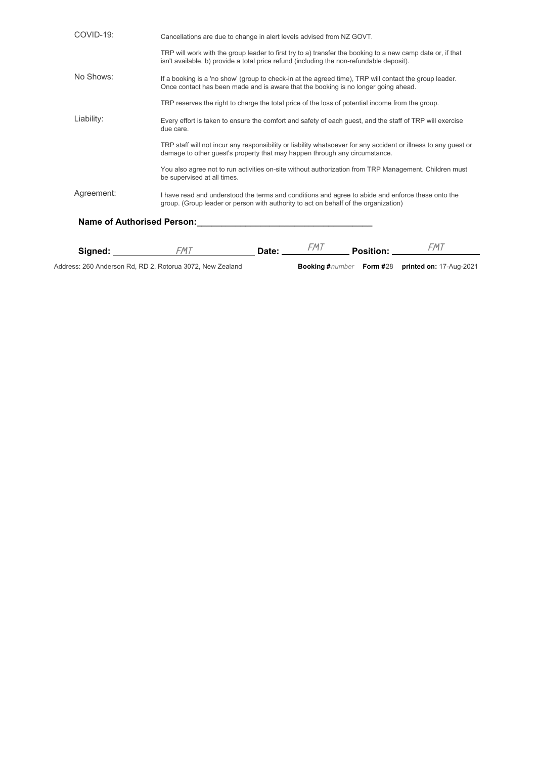COVID-19:

Cancellations are due to change in alert levels advised from NZ GOVT.

TRP will work with the group leader to first try to a) transfer the booking to a new camp date or, if that isn't available, b) provide a total price refund (including the non-refundable deposit).

No Shows:

If a booking is a 'no show' (group to check-in at the agreed time), TRP will contact the group leader. Once contact has been made and is aware that the booking is no longer going ahead.

TRP reserves the right to charge the total price of the loss of potential income from the group.

Liability:

Every effort is taken to ensure the comfort and safety of each guest, and the staff of TRP will exercise due care.

TRP staff will not incur any responsibility or liability whatsoever for any accident or illness to any guest or damage to other guest's property that may happen through any circumstance.

You also agree not to run activities on-site without authorization from TRP Management. Children must be supervised at all times.

Agreement:

I have read and understood the terms and conditions and agree to abide and enforce these onto the group. (Group leader or person with authority to act on behalf of the organization)

**Name of Authorised Person:**\_\_\_\_\_\_\_\_\_\_\_\_\_\_\_\_\_\_\_\_\_\_\_\_\_\_\_\_\_\_\_\_\_\_\_\_

**Signed:** *FMT* **Date:** *FMT* **Position:** *FMT*

Address: 260 Anderson Rd, RD 2, Rotorua 3072, New Zealand **Booking #***number* **Form #**28 **printed on:** 17-Aug-2021